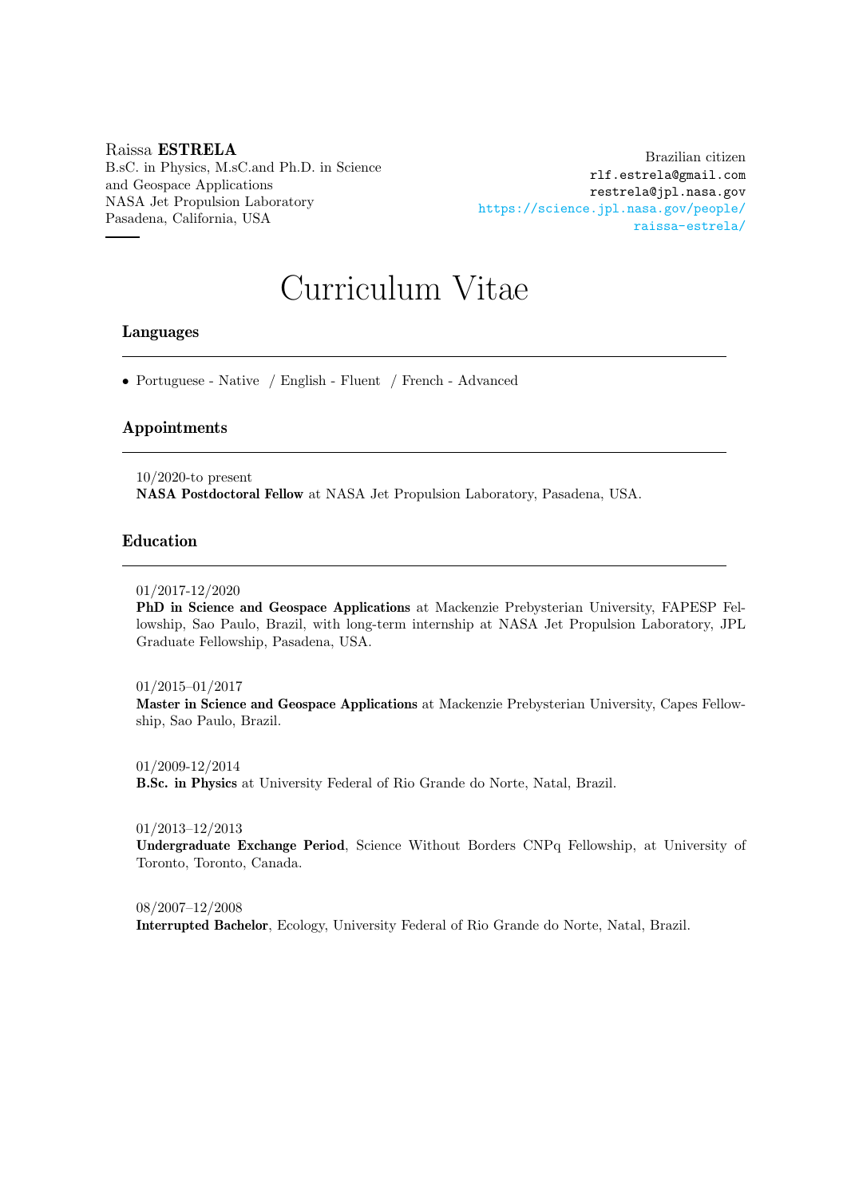Raissa **ESTRELA**
B.sC. in Physics, M.sC.and Ph.D. in Science and Geospace Applications
NASA Jet Propulsion Laboratory
Pasadena, California, USA

Brazilian citizen
rlf.estrela@gmail.com
restrela@jpl.nasa.gov
https://science.jpl.nasa.gov/people/raissa-estrela/

# Curriculum Vitae

## Languages

- Portuguese - Native / English - Fluent / French - Advanced

## Appointments

10/2020-to present
**NASA Postdoctoral Fellow** at NASA Jet Propulsion Laboratory, Pasadena, USA.

## Education

01/2017-12/2020
**PhD in Science and Geospace Applications** at Mackenzie Prebysterian University, FAPESP Fellowship, Sao Paulo, Brazil, with long-term internship at NASA Jet Propulsion Laboratory, JPL Graduate Fellowship, Pasadena, USA.

01/2015–01/2017
**Master in Science and Geospace Applications** at Mackenzie Prebysterian University, Capes Fellowship, Sao Paulo, Brazil.

01/2009-12/2014
**B.Sc. in Physics** at University Federal of Rio Grande do Norte, Natal, Brazil.

01/2013–12/2013
**Undergraduate Exchange Period**, Science Without Borders CNPq Fellowship, at University of Toronto, Toronto, Canada.

08/2007–12/2008
**Interrupted Bachelor**, Ecology, University Federal of Rio Grande do Norte, Natal, Brazil.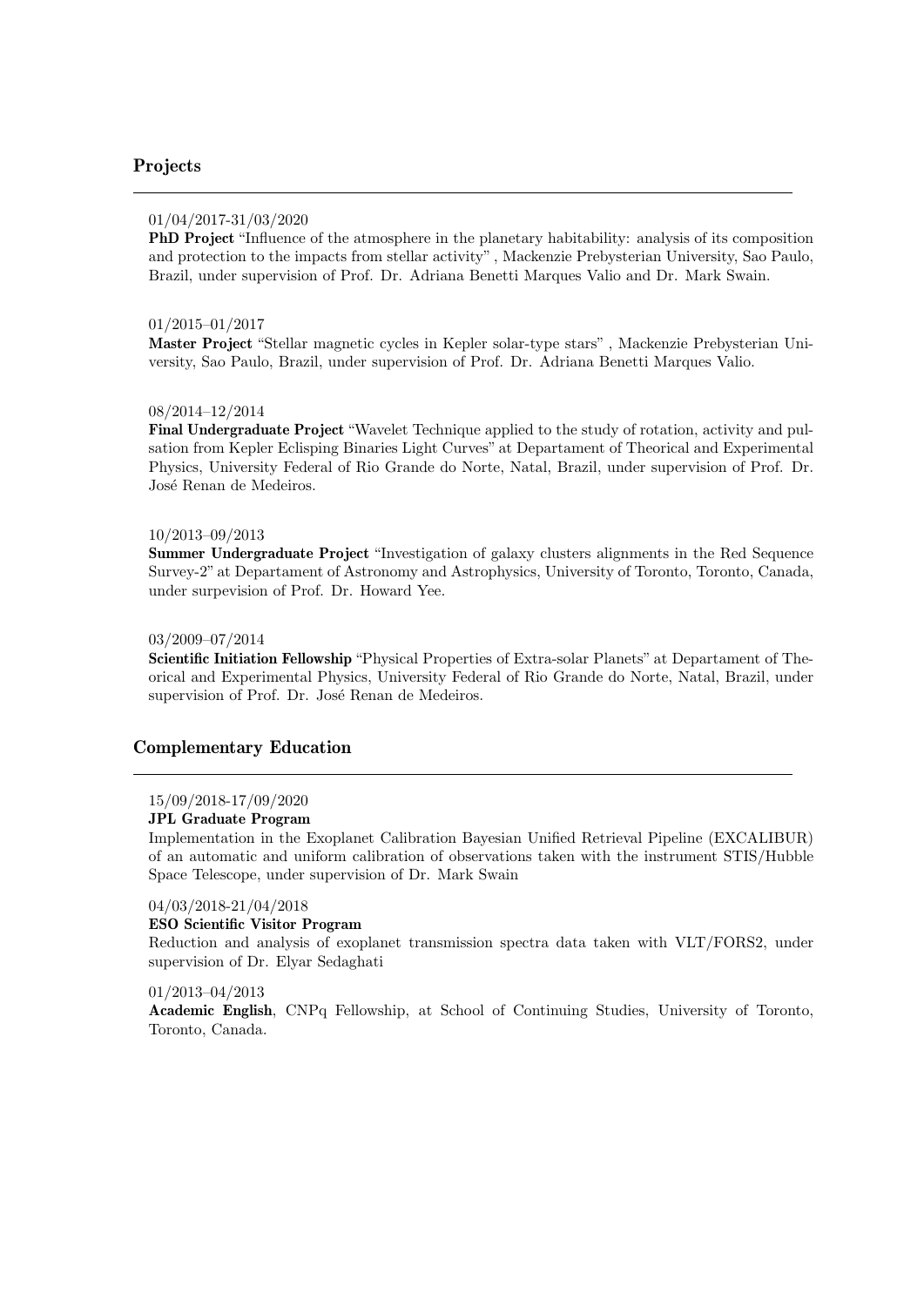## Projects

01/04/2017-31/03/2020

**PhD Project** "Influence of the atmosphere in the planetary habitability: analysis of its composition and protection to the impacts from stellar activity" , Mackenzie Prebysterian University, Sao Paulo, Brazil, under supervision of Prof. Dr. Adriana Benetti Marques Valio and Dr. Mark Swain.

01/2015–01/2017

**Master Project** "Stellar magnetic cycles in Kepler solar-type stars" , Mackenzie Prebysterian University, Sao Paulo, Brazil, under supervision of Prof. Dr. Adriana Benetti Marques Valio.

08/2014–12/2014

**Final Undergraduate Project** "Wavelet Technique applied to the study of rotation, activity and pulsation from Kepler Eclisping Binaries Light Curves" at Departament of Theorical and Experimental Physics, University Federal of Rio Grande do Norte, Natal, Brazil, under supervision of Prof. Dr. José Renan de Medeiros.

10/2013–09/2013

**Summer Undergraduate Project** "Investigation of galaxy clusters alignments in the Red Sequence Survey-2" at Departament of Astronomy and Astrophysics, University of Toronto, Toronto, Canada, under surpevision of Prof. Dr. Howard Yee.

03/2009–07/2014

**Scientific Initiation Fellowship** "Physical Properties of Extra-solar Planets" at Departament of Theorical and Experimental Physics, University Federal of Rio Grande do Norte, Natal, Brazil, under supervision of Prof. Dr. José Renan de Medeiros.

## Complementary Education

15/09/2018-17/09/2020

**JPL Graduate Program**

Implementation in the Exoplanet Calibration Bayesian Unified Retrieval Pipeline (EXCALIBUR) of an automatic and uniform calibration of observations taken with the instrument STIS/Hubble Space Telescope, under supervision of Dr. Mark Swain

04/03/2018-21/04/2018

**ESO Scientific Visitor Program**

Reduction and analysis of exoplanet transmission spectra data taken with VLT/FORS2, under supervision of Dr. Elyar Sedaghati

01/2013–04/2013

**Academic English**, CNPq Fellowship, at School of Continuing Studies, University of Toronto, Toronto, Canada.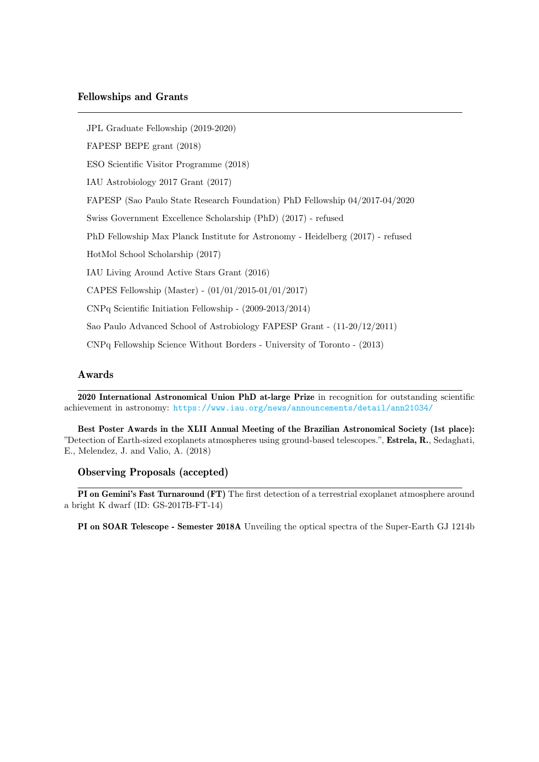## Fellowships and Grants

JPL Graduate Fellowship (2019-2020)

FAPESP BEPE grant (2018)

ESO Scientific Visitor Programme (2018)

IAU Astrobiology 2017 Grant (2017)

FAPESP (Sao Paulo State Research Foundation) PhD Fellowship 04/2017-04/2020

Swiss Government Excellence Scholarship (PhD) (2017) - refused

PhD Fellowship Max Planck Institute for Astronomy - Heidelberg (2017) - refused

HotMol School Scholarship (2017)

IAU Living Around Active Stars Grant (2016)

CAPES Fellowship (Master) - (01/01/2015-01/01/2017)

CNPq Scientific Initiation Fellowship - (2009-2013/2014)

Sao Paulo Advanced School of Astrobiology FAPESP Grant - (11-20/12/2011)

CNPq Fellowship Science Without Borders - University of Toronto - (2013)

## Awards

**2020 International Astronomical Union PhD at-large Prize** in recognition for outstanding scientific achievement in astronomy: https://www.iau.org/news/announcements/detail/ann21034/

**Best Poster Awards in the XLII Annual Meeting of the Brazilian Astronomical Society (1st place):** "Detection of Earth-sized exoplanets atmospheres using ground-based telescopes.", **Estrela, R.**, Sedaghati, E., Melendez, J. and Valio, A. (2018)

## Observing Proposals (accepted)

**PI on Gemini's Fast Turnaround (FT)** The first detection of a terrestrial exoplanet atmosphere around a bright K dwarf (ID: GS-2017B-FT-14)

**PI on SOAR Telescope - Semester 2018A** Unveiling the optical spectra of the Super-Earth GJ 1214b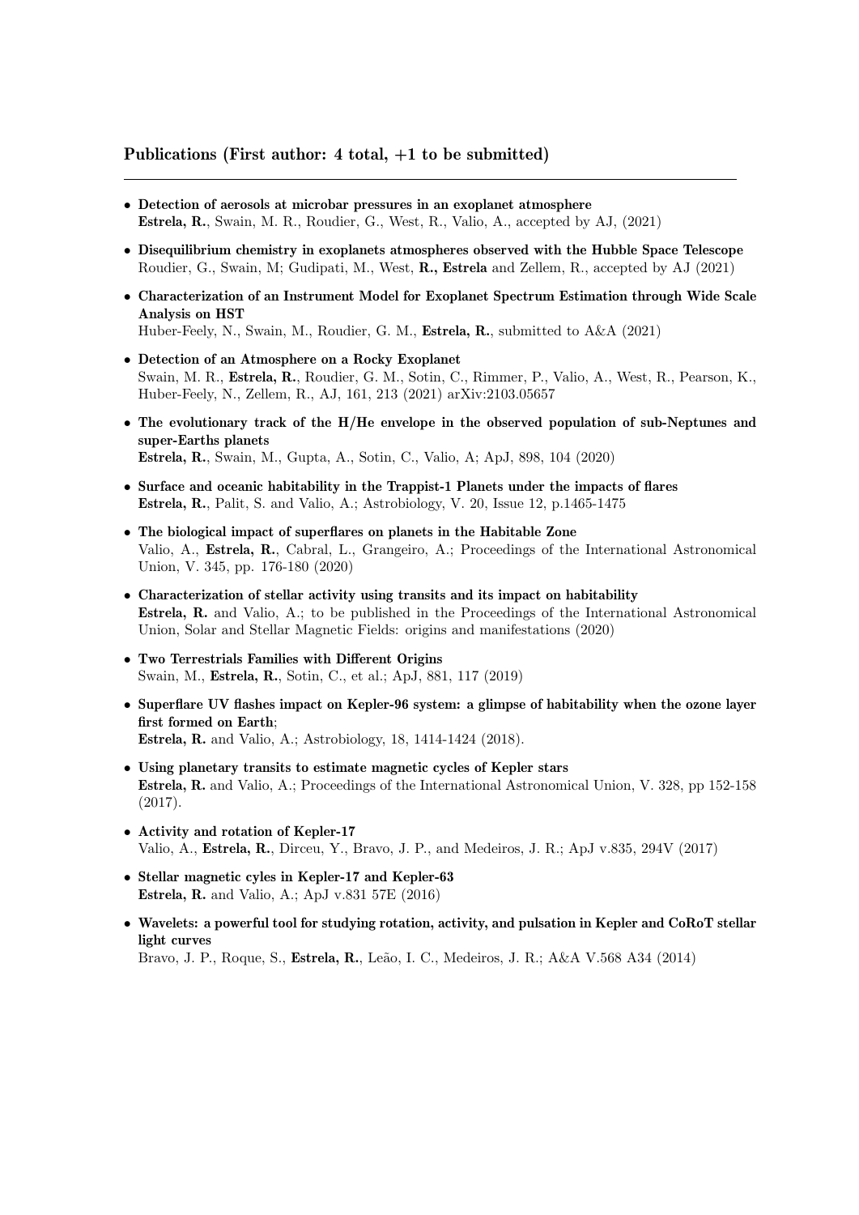## Publications (First author: 4 total, +1 to be submitted)

---

- **Detection of aerosols at microbar pressures in an exoplanet atmosphere**
  **Estrela, R.**, Swain, M. R., Roudier, G., West, R., Valio, A., accepted by AJ, (2021)

- **Disequilibrium chemistry in exoplanets atmospheres observed with the Hubble Space Telescope**
  Roudier, G., Swain, M; Gudipati, M., West, **R., Estrela** and Zellem, R., accepted by AJ (2021)

- **Characterization of an Instrument Model for Exoplanet Spectrum Estimation through Wide Scale Analysis on HST**
  Huber-Feely, N., Swain, M., Roudier, G. M., **Estrela, R.**, submitted to A&A (2021)

- **Detection of an Atmosphere on a Rocky Exoplanet**
  Swain, M. R., **Estrela, R.**, Roudier, G. M., Sotin, C., Rimmer, P., Valio, A., West, R., Pearson, K., Huber-Feely, N., Zellem, R., AJ, 161, 213 (2021) arXiv:2103.05657

- **The evolutionary track of the H/He envelope in the observed population of sub-Neptunes and super-Earths planets**
  **Estrela, R.**, Swain, M., Gupta, A., Sotin, C., Valio, A; ApJ, 898, 104 (2020)

- **Surface and oceanic habitability in the Trappist-1 Planets under the impacts of flares**
  **Estrela, R.**, Palit, S. and Valio, A.; Astrobiology, V. 20, Issue 12, p.1465-1475

- **The biological impact of superflares on planets in the Habitable Zone**
  Valio, A., **Estrela, R.**, Cabral, L., Grangeiro, A.; Proceedings of the International Astronomical Union, V. 345, pp. 176-180 (2020)

- **Characterization of stellar activity using transits and its impact on habitability**
  **Estrela, R.** and Valio, A.; to be published in the Proceedings of the International Astronomical Union, Solar and Stellar Magnetic Fields: origins and manifestations (2020)

- **Two Terrestrials Families with Different Origins**
  Swain, M., **Estrela, R.**, Sotin, C., et al.; ApJ, 881, 117 (2019)

- **Superflare UV flashes impact on Kepler-96 system: a glimpse of habitability when the ozone layer first formed on Earth**;
  **Estrela, R.** and Valio, A.; Astrobiology, 18, 1414-1424 (2018).

- **Using planetary transits to estimate magnetic cycles of Kepler stars**
  **Estrela, R.** and Valio, A.; Proceedings of the International Astronomical Union, V. 328, pp 152-158 (2017).

- **Activity and rotation of Kepler-17**
  Valio, A., **Estrela, R.**, Dirceu, Y., Bravo, J. P., and Medeiros, J. R.; ApJ v.835, 294V (2017)

- **Stellar magnetic cyles in Kepler-17 and Kepler-63**
  **Estrela, R.** and Valio, A.; ApJ v.831 57E (2016)

- **Wavelets: a powerful tool for studying rotation, activity, and pulsation in Kepler and CoRoT stellar light curves**
  Bravo, J. P., Roque, S., **Estrela, R.**, Leão, I. C., Medeiros, J. R.; A&A V.568 A34 (2014)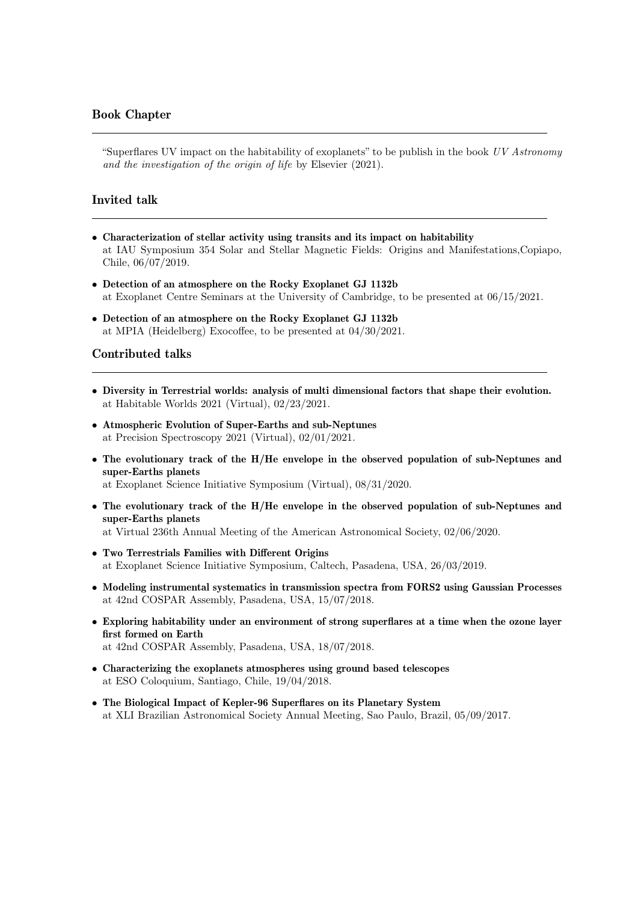## Book Chapter

"Superflares UV impact on the habitability of exoplanets" to be publish in the book *UV Astronomy and the investigation of the origin of life* by Elsevier (2021).

## Invited talk

- **Characterization of stellar activity using transits and its impact on habitability**
  at IAU Symposium 354 Solar and Stellar Magnetic Fields: Origins and Manifestations,Copiapo, Chile, 06/07/2019.
- **Detection of an atmosphere on the Rocky Exoplanet GJ 1132b**
  at Exoplanet Centre Seminars at the University of Cambridge, to be presented at 06/15/2021.
- **Detection of an atmosphere on the Rocky Exoplanet GJ 1132b**
  at MPIA (Heidelberg) Exocoffee, to be presented at 04/30/2021.

## Contributed talks

- **Diversity in Terrestrial worlds: analysis of multi dimensional factors that shape their evolution.**
  at Habitable Worlds 2021 (Virtual), 02/23/2021.
- **Atmospheric Evolution of Super-Earths and sub-Neptunes**
  at Precision Spectroscopy 2021 (Virtual), 02/01/2021.
- **The evolutionary track of the H/He envelope in the observed population of sub-Neptunes and super-Earths planets**
  at Exoplanet Science Initiative Symposium (Virtual), 08/31/2020.
- **The evolutionary track of the H/He envelope in the observed population of sub-Neptunes and super-Earths planets**
  at Virtual 236th Annual Meeting of the American Astronomical Society, 02/06/2020.
- **Two Terrestrials Families with Different Origins**
  at Exoplanet Science Initiative Symposium, Caltech, Pasadena, USA, 26/03/2019.
- **Modeling instrumental systematics in transmission spectra from FORS2 using Gaussian Processes**
  at 42nd COSPAR Assembly, Pasadena, USA, 15/07/2018.
- **Exploring habitability under an environment of strong superflares at a time when the ozone layer first formed on Earth**
  at 42nd COSPAR Assembly, Pasadena, USA, 18/07/2018.
- **Characterizing the exoplanets atmospheres using ground based telescopes**
  at ESO Coloquium, Santiago, Chile, 19/04/2018.
- **The Biological Impact of Kepler-96 Superflares on its Planetary System**
  at XLI Brazilian Astronomical Society Annual Meeting, Sao Paulo, Brazil, 05/09/2017.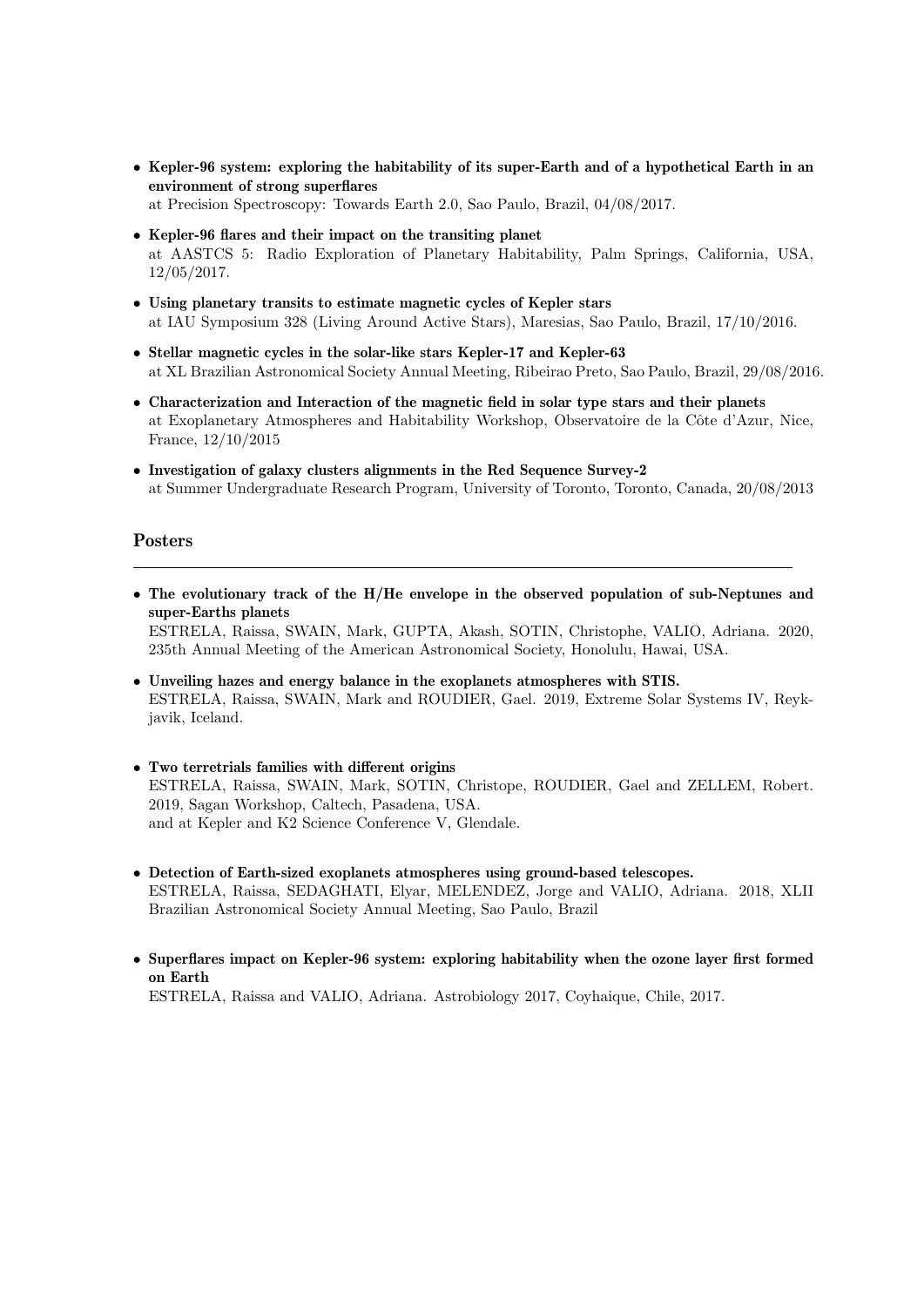- **Kepler-96 system: exploring the habitability of its super-Earth and of a hypothetical Earth in an environment of strong superflares**
  at Precision Spectroscopy: Towards Earth 2.0, Sao Paulo, Brazil, 04/08/2017.

- **Kepler-96 flares and their impact on the transiting planet**
  at AASTCS 5: Radio Exploration of Planetary Habitability, Palm Springs, California, USA, 12/05/2017.

- **Using planetary transits to estimate magnetic cycles of Kepler stars**
  at IAU Symposium 328 (Living Around Active Stars), Maresias, Sao Paulo, Brazil, 17/10/2016.

- **Stellar magnetic cycles in the solar-like stars Kepler-17 and Kepler-63**
  at XL Brazilian Astronomical Society Annual Meeting, Ribeirao Preto, Sao Paulo, Brazil, 29/08/2016.

- **Characterization and Interaction of the magnetic field in solar type stars and their planets**
  at Exoplanetary Atmospheres and Habitability Workshop, Observatoire de la Côte d'Azur, Nice, France, 12/10/2015

- **Investigation of galaxy clusters alignments in the Red Sequence Survey-2**
  at Summer Undergraduate Research Program, University of Toronto, Toronto, Canada, 20/08/2013

## Posters

- **The evolutionary track of the H/He envelope in the observed population of sub-Neptunes and super-Earths planets**
  ESTRELA, Raissa, SWAIN, Mark, GUPTA, Akash, SOTIN, Christophe, VALIO, Adriana. 2020, 235th Annual Meeting of the American Astronomical Society, Honolulu, Hawai, USA.

- **Unveiling hazes and energy balance in the exoplanets atmospheres with STIS.**
  ESTRELA, Raissa, SWAIN, Mark and ROUDIER, Gael. 2019, Extreme Solar Systems IV, Reykjavik, Iceland.

- **Two terretrials families with different origins**
  ESTRELA, Raissa, SWAIN, Mark, SOTIN, Christope, ROUDIER, Gael and ZELLEM, Robert. 2019, Sagan Workshop, Caltech, Pasadena, USA.
  and at Kepler and K2 Science Conference V, Glendale.

- **Detection of Earth-sized exoplanets atmospheres using ground-based telescopes.**
  ESTRELA, Raissa, SEDAGHATI, Elyar, MELENDEZ, Jorge and VALIO, Adriana. 2018, XLII Brazilian Astronomical Society Annual Meeting, Sao Paulo, Brazil

- **Superflares impact on Kepler-96 system: exploring habitability when the ozone layer first formed on Earth**
  ESTRELA, Raissa and VALIO, Adriana. Astrobiology 2017, Coyhaique, Chile, 2017.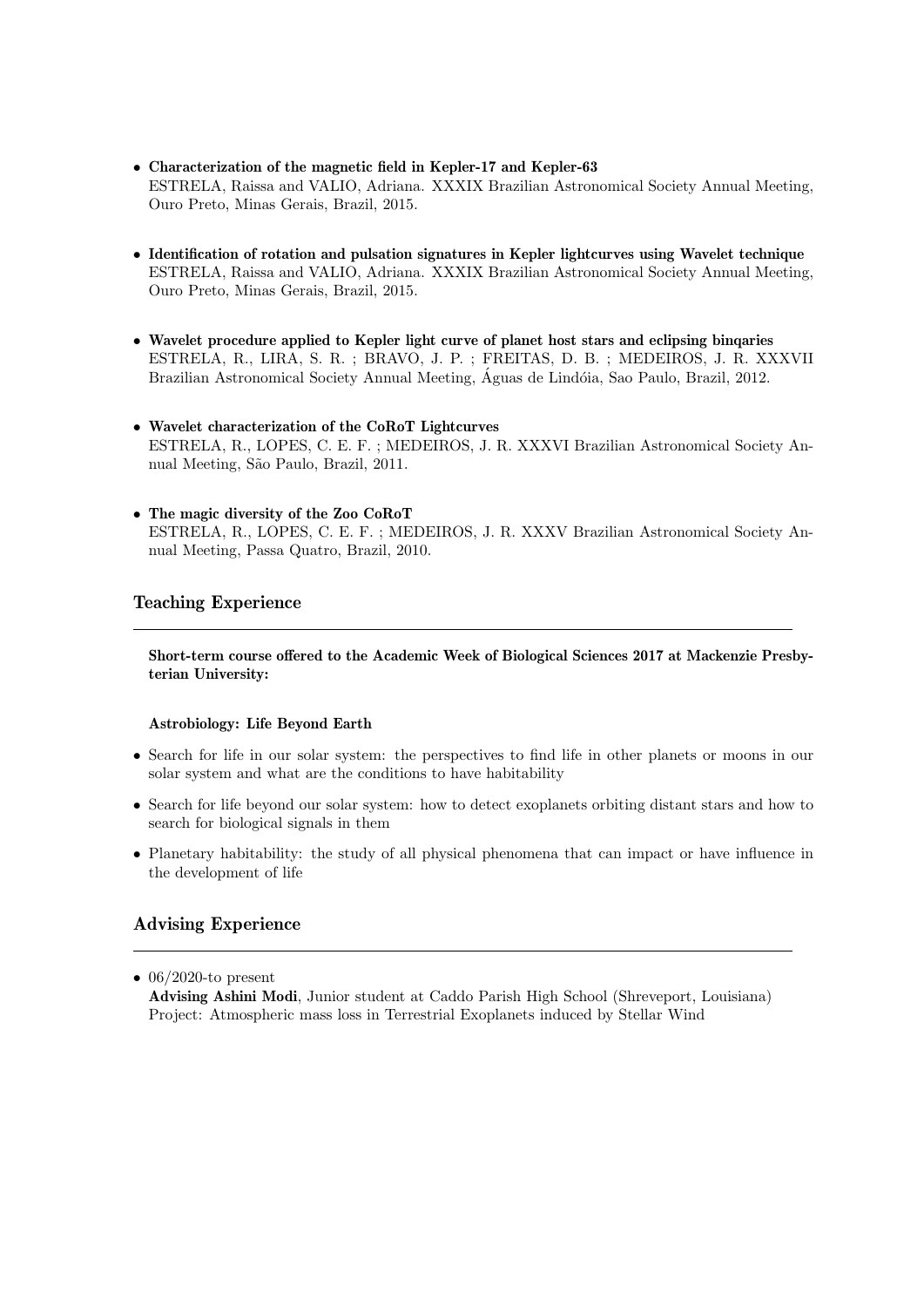- **Characterization of the magnetic field in Kepler-17 and Kepler-63**
  ESTRELA, Raissa and VALIO, Adriana. XXXIX Brazilian Astronomical Society Annual Meeting, Ouro Preto, Minas Gerais, Brazil, 2015.

- **Identification of rotation and pulsation signatures in Kepler lightcurves using Wavelet technique**
  ESTRELA, Raissa and VALIO, Adriana. XXXIX Brazilian Astronomical Society Annual Meeting, Ouro Preto, Minas Gerais, Brazil, 2015.

- **Wavelet procedure applied to Kepler light curve of planet host stars and eclipsing binqaries**
  ESTRELA, R., LIRA, S. R. ; BRAVO, J. P. ; FREITAS, D. B. ; MEDEIROS, J. R. XXXVII Brazilian Astronomical Society Annual Meeting, Águas de Lindóia, Sao Paulo, Brazil, 2012.

- **Wavelet characterization of the CoRoT Lightcurves**
  ESTRELA, R., LOPES, C. E. F. ; MEDEIROS, J. R. XXXVI Brazilian Astronomical Society Annual Meeting, São Paulo, Brazil, 2011.

- **The magic diversity of the Zoo CoRoT**
  ESTRELA, R., LOPES, C. E. F. ; MEDEIROS, J. R. XXXV Brazilian Astronomical Society Annual Meeting, Passa Quatro, Brazil, 2010.

## Teaching Experience

**Short-term course offered to the Academic Week of Biological Sciences 2017 at Mackenzie Presbyterian University:**

**Astrobiology: Life Beyond Earth**

- Search for life in our solar system: the perspectives to find life in other planets or moons in our solar system and what are the conditions to have habitability
- Search for life beyond our solar system: how to detect exoplanets orbiting distant stars and how to search for biological signals in them
- Planetary habitability: the study of all physical phenomena that can impact or have influence in the development of life

## Advising Experience

- 06/2020-to present
  **Advising Ashini Modi**, Junior student at Caddo Parish High School (Shreveport, Louisiana)
  Project: Atmospheric mass loss in Terrestrial Exoplanets induced by Stellar Wind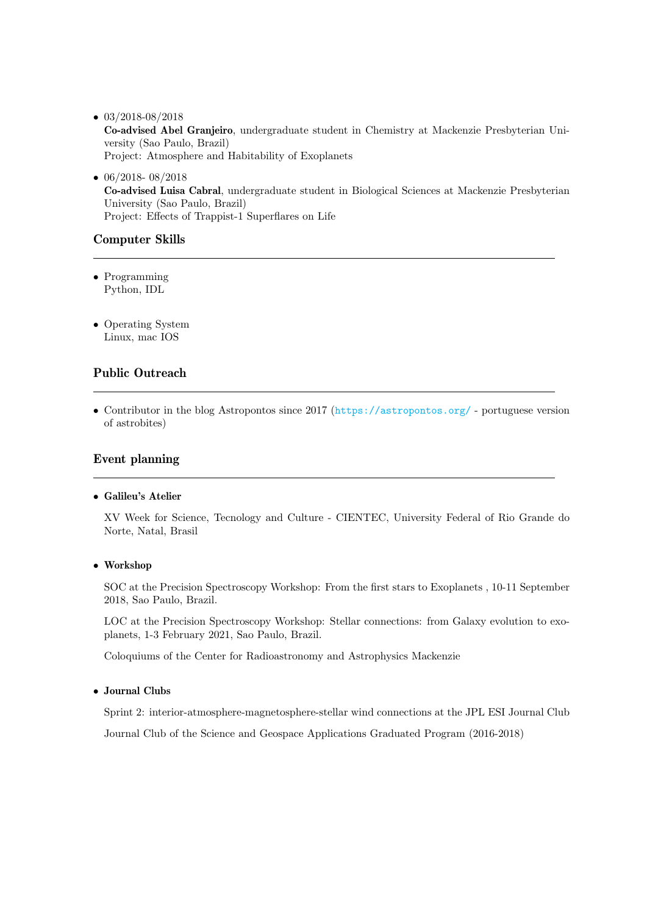- 03/2018-08/2018
  **Co-advised Abel Granjeiro**, undergraduate student in Chemistry at Mackenzie Presbyterian University (Sao Paulo, Brazil)
  Project: Atmosphere and Habitability of Exoplanets

- 06/2018- 08/2018
  **Co-advised Luisa Cabral**, undergraduate student in Biological Sciences at Mackenzie Presbyterian University (Sao Paulo, Brazil)
  Project: Effects of Trappist-1 Superflares on Life

## Computer Skills

- Programming
  Python, IDL

- Operating System
  Linux, mac IOS

## Public Outreach

- Contributor in the blog Astropontos since 2017 (https://astropontos.org/ - portuguese version of astrobites)

## Event planning

- **Galileu's Atelier**

  XV Week for Science, Tecnology and Culture - CIENTEC, University Federal of Rio Grande do Norte, Natal, Brasil

- **Workshop**

  SOC at the Precision Spectroscopy Workshop: From the first stars to Exoplanets , 10-11 September 2018, Sao Paulo, Brazil.

  LOC at the Precision Spectroscopy Workshop: Stellar connections: from Galaxy evolution to exoplanets, 1-3 February 2021, Sao Paulo, Brazil.

  Coloquiums of the Center for Radioastronomy and Astrophysics Mackenzie

- **Journal Clubs**

  Sprint 2: interior-atmosphere-magnetosphere-stellar wind connections at the JPL ESI Journal Club

  Journal Club of the Science and Geospace Applications Graduated Program (2016-2018)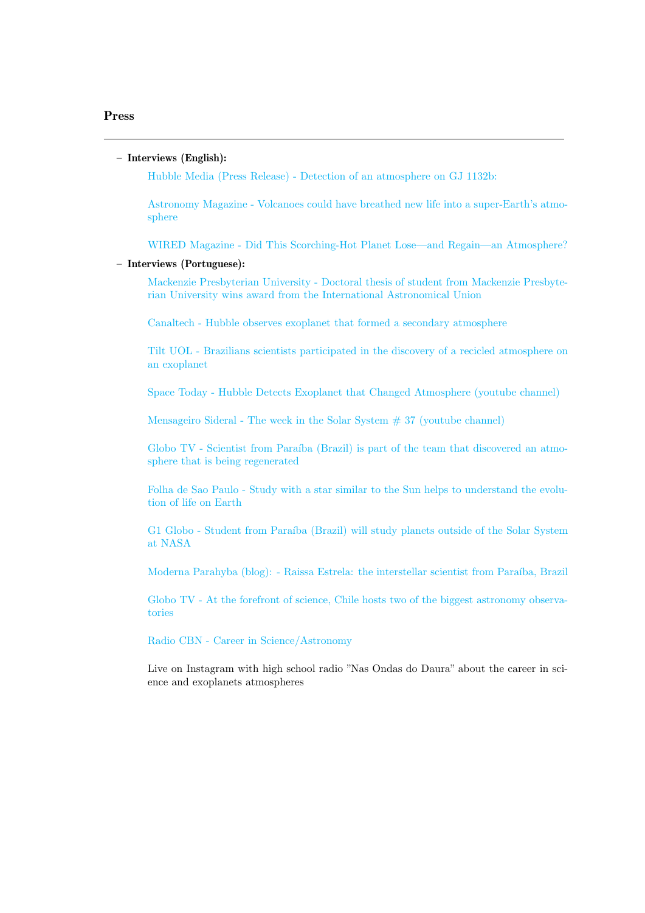## Press

---

- **Interviews (English):**

  Hubble Media (Press Release) - Detection of an atmosphere on GJ 1132b:

  Astronomy Magazine - Volcanoes could have breathed new life into a super-Earth's atmosphere

  WIRED Magazine - Did This Scorching-Hot Planet Lose—and Regain—an Atmosphere?

- **Interviews (Portuguese):**

  Mackenzie Presbyterian University - Doctoral thesis of student from Mackenzie Presbyterian University wins award from the International Astronomical Union

  Canaltech - Hubble observes exoplanet that formed a secondary atmosphere

  Tilt UOL - Brazilians scientists participated in the discovery of a recicled atmosphere on an exoplanet

  Space Today - Hubble Detects Exoplanet that Changed Atmosphere (youtube channel)

  Mensageiro Sideral - The week in the Solar System # 37 (youtube channel)

  Globo TV - Scientist from Paraíba (Brazil) is part of the team that discovered an atmosphere that is being regenerated

  Folha de Sao Paulo - Study with a star similar to the Sun helps to understand the evolution of life on Earth

  G1 Globo - Student from Paraíba (Brazil) will study planets outside of the Solar System at NASA

  Moderna Parahyba (blog): - Raissa Estrela: the interstellar scientist from Paraíba, Brazil

  Globo TV - At the forefront of science, Chile hosts two of the biggest astronomy observatories

  Radio CBN - Career in Science/Astronomy

  Live on Instagram with high school radio "Nas Ondas do Daura" about the career in science and exoplanets atmospheres